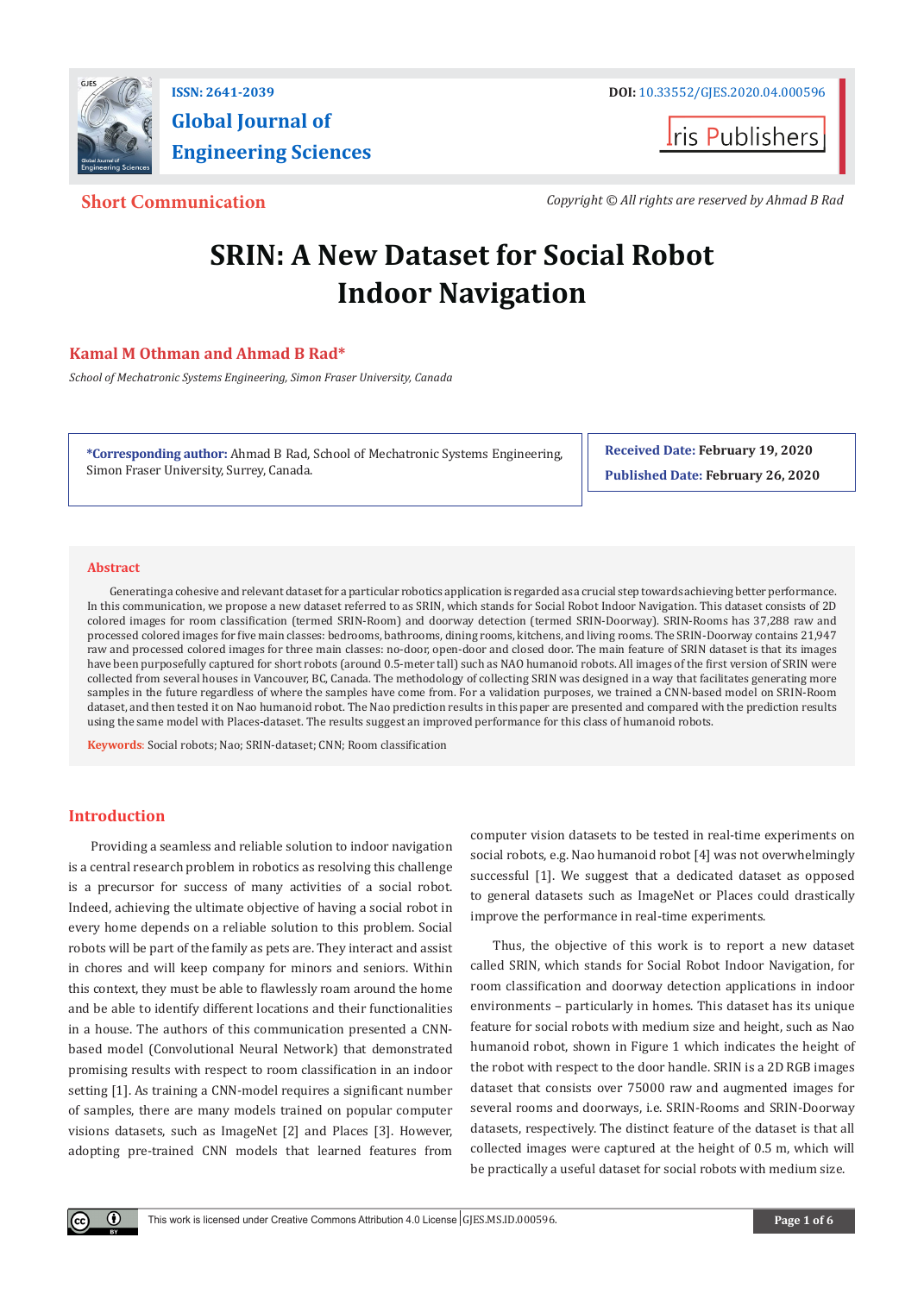Short Communication

Copyright © All rights are reserved by Ahmad B Rad

# SRIN: A New Dataset for Social Robot Indoor Navigation

**Kamal M Othman and Ahmad B Rad***

*School of Mechatronic Systems Engineering, Simon Fraser University, Canada*

**\*Corresponding author:** Ahmad B Rad, School of Mechatronic Systems Engineering, Simon Fraser University, Surrey, Canada.

**Received Date: February 19, 2020**

**Published Date: February 26, 2020**

## Abstract

Generating a cohesive and relevant dataset for a particular robotics application is regarded as a crucial step towards achieving better performance. In this communication, we propose a new dataset referred to as SRIN, which stands for Social Robot Indoor Navigation. This dataset consists of 2D colored images for room classification (termed SRIN-Room) and doorway detection (termed SRIN-Doorway). SRIN-Rooms has 37,288 raw and processed colored images for five main classes: bedrooms, bathrooms, dining rooms, kitchens, and living rooms. The SRIN-Doorway contains 21,947 raw and processed colored images for three main classes: no-door, open-door and closed door. The main feature of SRIN dataset is that its images have been purposefully captured for short robots (around 0.5-meter tall) such as NAO humanoid robots. All images of the first version of SRIN were collected from several houses in Vancouver, BC, Canada. The methodology of collecting SRIN was designed in a way that facilitates generating more samples in the future regardless of where the samples have come from. For a validation purposes, we trained a CNN-based model on SRIN-Room dataset, and then tested it on Nao humanoid robot. The Nao prediction results in this paper are presented and compared with the prediction results using the same model with Places-dataset. The results suggest an improved performance for this class of humanoid robots.

**Keywords**: Social robots; Nao; SRIN-dataset; CNN; Room classification

## Introduction

Providing a seamless and reliable solution to indoor navigation is a central research problem in robotics as resolving this challenge is a precursor for success of many activities of a social robot. Indeed, achieving the ultimate objective of having a social robot in every home depends on a reliable solution to this problem. Social robots will be part of the family as pets are. They interact and assist in chores and will keep company for minors and seniors. Within this context, they must be able to flawlessly roam around the home and be able to identify different locations and their functionalities in a house. The authors of this communication presented a CNN-based model (Convolutional Neural Network) that demonstrated promising results with respect to room classification in an indoor setting [1]. As training a CNN-model requires a significant number of samples, there are many models trained on popular computer visions datasets, such as ImageNet [2] and Places [3]. However, adopting pre-trained CNN models that learned features from computer vision datasets to be tested in real-time experiments on social robots, e.g. Nao humanoid robot [4] was not overwhelmingly successful [1]. We suggest that a dedicated dataset as opposed to general datasets such as ImageNet or Places could drastically improve the performance in real-time experiments.

Thus, the objective of this work is to report a new dataset called SRIN, which stands for Social Robot Indoor Navigation, for room classification and doorway detection applications in indoor environments – particularly in homes. This dataset has its unique feature for social robots with medium size and height, such as Nao humanoid robot, shown in Figure 1 which indicates the height of the robot with respect to the door handle. SRIN is a 2D RGB images dataset that consists over 75000 raw and augmented images for several rooms and doorways, i.e. SRIN-Rooms and SRIN-Doorway datasets, respectively. The distinct feature of the dataset is that all collected images were captured at the height of 0.5 m, which will be practically a useful dataset for social robots with medium size.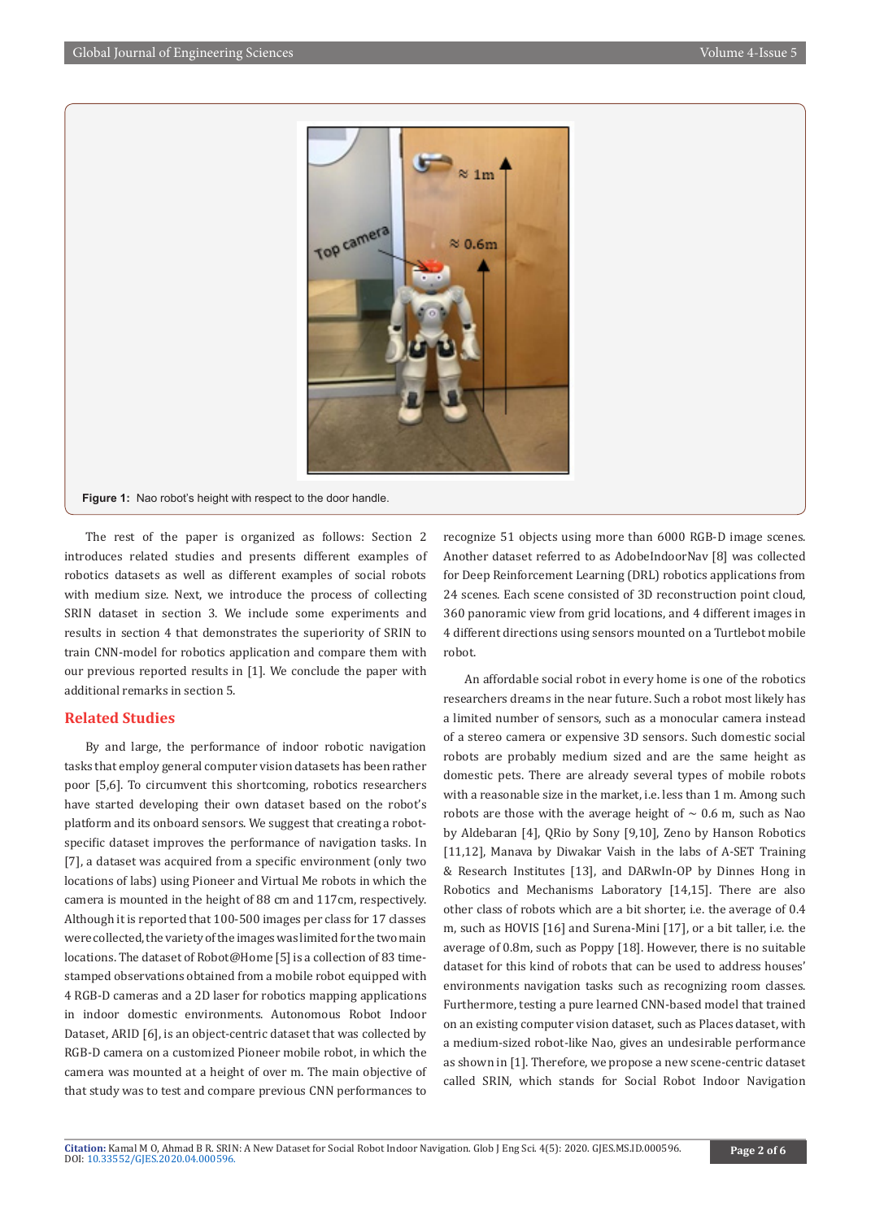Top camera

≈ 1m

≈ 0.6m

**Figure 1:** Nao robot's height with respect to the door handle.

The rest of the paper is organized as follows: Section 2 introduces related studies and presents different examples of robotics datasets as well as different examples of social robots with medium size. Next, we introduce the process of collecting SRIN dataset in section 3. We include some experiments and results in section 4 that demonstrates the superiority of SRIN to train CNN-model for robotics application and compare them with our previous reported results in [1]. We conclude the paper with additional remarks in section 5.

## Related Studies

By and large, the performance of indoor robotic navigation tasks that employ general computer vision datasets has been rather poor [5,6]. To circumvent this shortcoming, robotics researchers have started developing their own dataset based on the robot's platform and its onboard sensors. We suggest that creating a robot-specific dataset improves the performance of navigation tasks. In [7], a dataset was acquired from a specific environment (only two locations of labs) using Pioneer and Virtual Me robots in which the camera is mounted in the height of 88 cm and 117cm, respectively. Although it is reported that 100-500 images per class for 17 classes were collected, the variety of the images was limited for the two main locations. The dataset of Robot@Home [5] is a collection of 83 time-stamped observations obtained from a mobile robot equipped with 4 RGB-D cameras and a 2D laser for robotics mapping applications in indoor domestic environments. Autonomous Robot Indoor Dataset, ARID [6], is an object-centric dataset that was collected by RGB-D camera on a customized Pioneer mobile robot, in which the camera was mounted at a height of over m. The main objective of that study was to test and compare previous CNN performances to recognize 51 objects using more than 6000 RGB-D image scenes. Another dataset referred to as AdobeIndoorNav [8] was collected for Deep Reinforcement Learning (DRL) robotics applications from 24 scenes. Each scene consisted of 3D reconstruction point cloud, 360 panoramic view from grid locations, and 4 different images in 4 different directions using sensors mounted on a Turtlebot mobile robot.

An affordable social robot in every home is one of the robotics researchers dreams in the near future. Such a robot most likely has a limited number of sensors, such as a monocular camera instead of a stereo camera or expensive 3D sensors. Such domestic social robots are probably medium sized and are the same height as domestic pets. There are already several types of mobile robots with a reasonable size in the market, i.e. less than 1 m. Among such robots are those with the average height of ~ 0.6 m, such as Nao by Aldebaran [4], QRio by Sony [9,10], Zeno by Hanson Robotics [11,12], Manava by Diwakar Vaish in the labs of A-SET Training & Research Institutes [13], and DARwIn-OP by Dinnes Hong in Robotics and Mechanisms Laboratory [14,15]. There are also other class of robots which are a bit shorter, i.e. the average of 0.4 m, such as HOVIS [16] and Surena-Mini [17], or a bit taller, i.e. the average of 0.8m, such as Poppy [18]. However, there is no suitable dataset for this kind of robots that can be used to address houses' environments navigation tasks such as recognizing room classes. Furthermore, testing a pure learned CNN-based model that trained on an existing computer vision dataset, such as Places dataset, with a medium-sized robot-like Nao, gives an undesirable performance as shown in [1]. Therefore, we propose a new scene-centric dataset called SRIN, which stands for Social Robot Indoor Navigation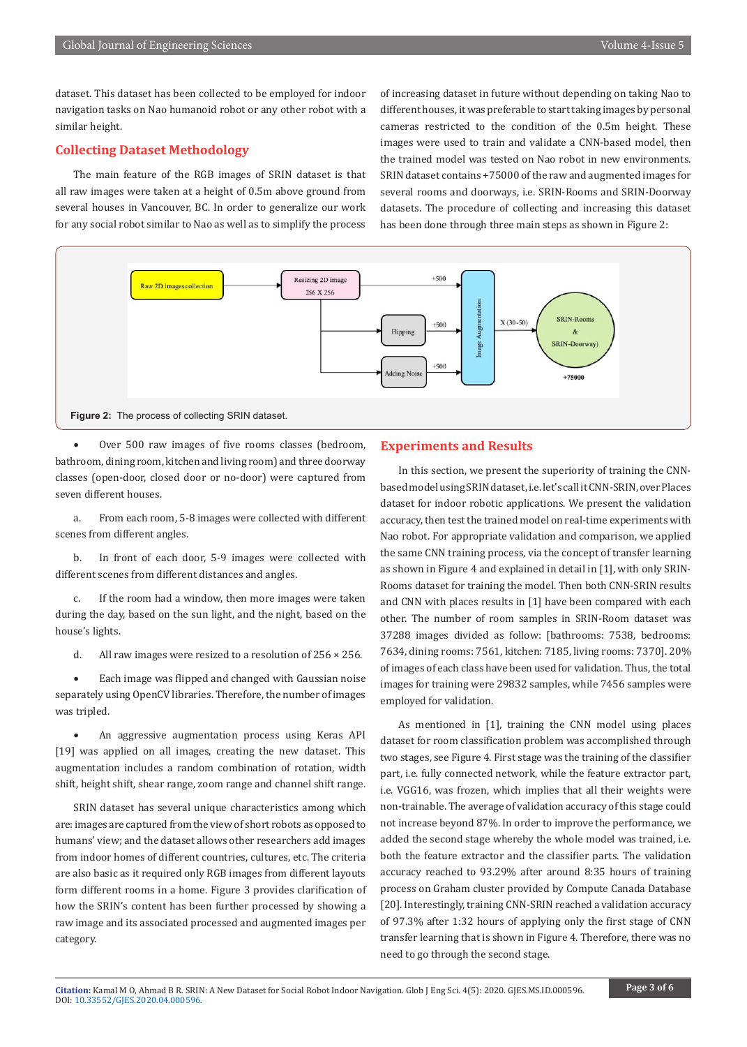dataset. This dataset has been collected to be employed for indoor navigation tasks on Nao humanoid robot or any other robot with a similar height.

## Collecting Dataset Methodology

The main feature of the RGB images of SRIN dataset is that all raw images were taken at a height of 0.5m above ground from several houses in Vancouver, BC. In order to generalize our work for any social robot similar to Nao as well as to simplify the process of increasing dataset in future without depending on taking Nao to different houses, it was preferable to start taking images by personal cameras restricted to the condition of the 0.5m height. These images were used to train and validate a CNN-based model, then the trained model was tested on Nao robot in new environments. SRIN dataset contains +75000 of the raw and augmented images for several rooms and doorways, i.e. SRIN-Rooms and SRIN-Doorway datasets. The procedure of collecting and increasing this dataset has been done through three main steps as shown in Figure 2:

Raw 2D images collection

Resizing 2D image 256 X 256

Flipping

Adding Noise

+500

+500

+500

Image Augmentation

X (30-50)

SRIN-Rooms & SRIN-Doorway)

+75000

**Figure 2:** The process of collecting SRIN dataset.

- Over 500 raw images of five rooms classes (bedroom, bathroom, dining room, kitchen and living room) and three doorway classes (open-door, closed door or no-door) were captured from seven different houses.

  a. From each room, 5-8 images were collected with different scenes from different angles.

  b. In front of each door, 5-9 images were collected with different scenes from different distances and angles.

  c. If the room had a window, then more images were taken during the day, based on the sun light, and the night, based on the house's lights.

  d. All raw images were resized to a resolution of 256 × 256.

- Each image was flipped and changed with Gaussian noise separately using OpenCV libraries. Therefore, the number of images was tripled.

- An aggressive augmentation process using Keras API [19] was applied on all images, creating the new dataset. This augmentation includes a random combination of rotation, width shift, height shift, shear range, zoom range and channel shift range.

SRIN dataset has several unique characteristics among which are: images are captured from the view of short robots as opposed to humans' view; and the dataset allows other researchers add images from indoor homes of different countries, cultures, etc. The criteria are also basic as it required only RGB images from different layouts form different rooms in a home. Figure 3 provides clarification of how the SRIN's content has been further processed by showing a raw image and its associated processed and augmented images per category.

## Experiments and Results

In this section, we present the superiority of training the CNN-based model using SRIN dataset, i.e. let's call it CNN-SRIN, over Places dataset for indoor robotic applications. We present the validation accuracy, then test the trained model on real-time experiments with Nao robot. For appropriate validation and comparison, we applied the same CNN training process, via the concept of transfer learning as shown in Figure 4 and explained in detail in [1], with only SRIN-Rooms dataset for training the model. Then both CNN-SRIN results and CNN with places results in [1] have been compared with each other. The number of room samples in SRIN-Room dataset was 37288 images divided as follow: [bathrooms: 7538, bedrooms: 7634, dining rooms: 7561, kitchen: 7185, living rooms: 7370]. 20% of images of each class have been used for validation. Thus, the total images for training were 29832 samples, while 7456 samples were employed for validation.

As mentioned in [1], training the CNN model using places dataset for room classification problem was accomplished through two stages, see Figure 4. First stage was the training of the classifier part, i.e. fully connected network, while the feature extractor part, i.e. VGG16, was frozen, which implies that all their weights were non-trainable. The average of validation accuracy of this stage could not increase beyond 87%. In order to improve the performance, we added the second stage whereby the whole model was trained, i.e. both the feature extractor and the classifier parts. The validation accuracy reached to 93.29% after around 8:35 hours of training process on Graham cluster provided by Compute Canada Database [20]. Interestingly, training CNN-SRIN reached a validation accuracy of 97.3% after 1:32 hours of applying only the first stage of CNN transfer learning that is shown in Figure 4. Therefore, there was no need to go through the second stage.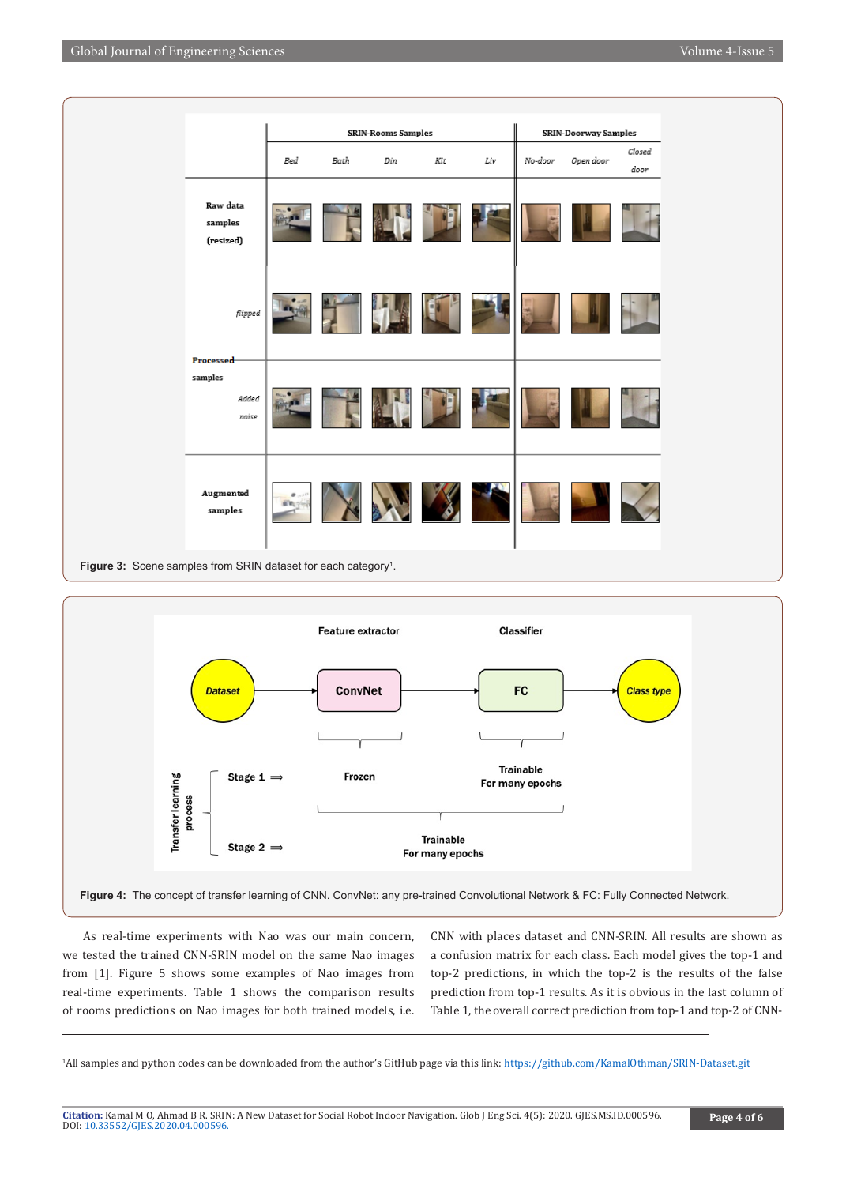| | SRIN-Rooms Samples | | | | | SRIN-Doorway Samples | | |
|---|---|---|---|---|---|---|---|---|
| | Bed | Bath | Din | Kit | Liv | No-door | Open door | Closed door |
| Raw data samples (resized) | | | | | | | | |
| Processed samples flipped | | | | | | | | |
| Processed samples Added noise | | | | | | | | |
| Augmented samples | | | | | | | | |

Figure 3: Scene samples from SRIN dataset for each category[1].

Feature extractor

Classifier

Dataset

ConvNet

FC

Class type

Transfer learning process

Stage 1 ⟹

Frozen

Trainable
For many epochs

Stage 2 ⟹

Trainable
For many epochs

Figure 4: The concept of transfer learning of CNN. ConvNet: any pre-trained Convolutional Network & FC: Fully Connected Network.

As real-time experiments with Nao was our main concern, we tested the trained CNN-SRIN model on the same Nao images from [1]. Figure 5 shows some examples of Nao images from real-time experiments. Table 1 shows the comparison results of rooms predictions on Nao images for both trained models, i.e. CNN with places dataset and CNN-SRIN. All results are shown as a confusion matrix for each class. Each model gives the top-1 and top-2 predictions, in which the top-2 is the results of the false prediction from top-1 results. As it is obvious in the last column of Table 1, the overall correct prediction from top-1 and top-2 of CNN-

[1]All samples and python codes can be downloaded from the author's GitHub page via this link: https://github.com/KamalOthman/SRIN-Dataset.git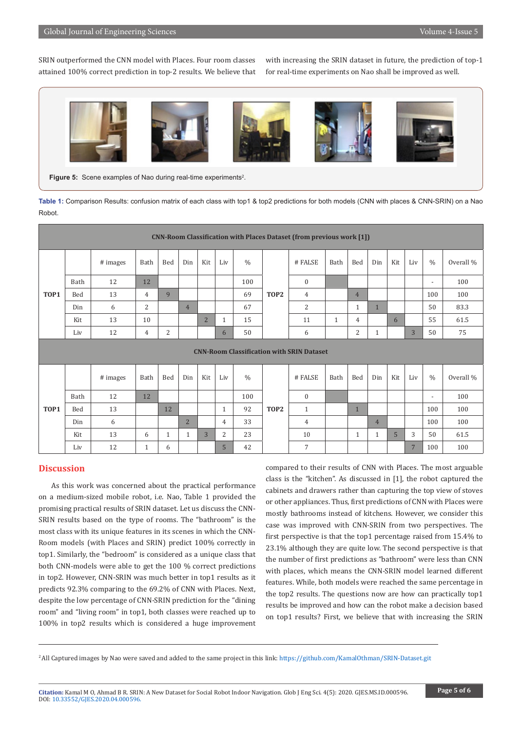SRIN outperformed the CNN model with Places. Four room classes attained 100% correct prediction in top-2 results. We believe that with increasing the SRIN dataset in future, the prediction of top-1 for real-time experiments on Nao shall be improved as well.

**Figure 5:** Scene examples of Nao during real-time experiments[2].

**Table 1:** Comparison Results: confusion matrix of each class with top1 & top2 predictions for both models (CNN with places & CNN-SRIN) on a Nao Robot.

| | | | | | | | | | | | | | | | | | |
|---|---|---|---|---|---|---|---|---|---|---|---|---|---|---|---|---|---|
| **CNN-Room Classification with Places Dataset (from previous work [1])** | | | | | | | | | | | | | | | | | |
| | | # images | Bath | Bed | Din | Kit | Liv | % | | # FALSE | Bath | Bed | Din | Kit | Liv | % | Overall % |
| | Bath | 12 | 12 | | | | | 100 | | 0 | | | | | | - | 100 |
| | Bed | 13 | 4 | 9 | | | | 69 | | 4 | | 4 | | | | 100 | 100 |
| **TOP1** | Din | 6 | 2 | | 4 | | | 67 | **TOP2** | 2 | | 1 | 1 | | | 50 | 83.3 |
| | Kit | 13 | 10 | | | 2 | 1 | 15 | | 11 | 1 | 4 | | 6 | | 55 | 61.5 |
| | Liv | 12 | 4 | 2 | | | 6 | 50 | | 6 | | 2 | 1 | | 3 | 50 | 75 |
| **CNN-Room Classification with SRIN Dataset** | | | | | | | | | | | | | | | | | |
| | | # images | Bath | Bed | Din | Kit | Liv | % | | # FALSE | Bath | Bed | Din | Kit | Liv | % | Overall % |
| | Bath | 12 | 12 | | | | | 100 | | 0 | | | | | | - | 100 |
| | Bed | 13 | | 12 | | | 1 | 92 | | 1 | | 1 | | | | 100 | 100 |
| **TOP1** | Din | 6 | | | 2 | | 4 | 33 | **TOP2** | 4 | | | 4 | | | 100 | 100 |
| | Kit | 13 | 6 | 1 | 1 | 3 | 2 | 23 | | 10 | | 1 | 1 | 5 | 3 | 50 | 61.5 |
| | Liv | 12 | 1 | 6 | | | 5 | 42 | | 7 | | | | | 7 | 100 | 100 |

## Discussion

As this work was concerned about the practical performance on a medium-sized mobile robot, i.e. Nao, Table 1 provided the promising practical results of SRIN dataset. Let us discuss the CNN-SRIN results based on the type of rooms. The "bathroom" is the most class with its unique features in its scenes in which the CNN-Room models (with Places and SRIN) predict 100% correctly in top1. Similarly, the "bedroom" is considered as a unique class that both CNN-models were able to get the 100 % correct predictions in top2. However, CNN-SRIN was much better in top1 results as it predicts 92.3% comparing to the 69.2% of CNN with Places. Next, despite the low percentage of CNN-SRIN prediction for the "dining room" and "living room" in top1, both classes were reached up to 100% in top2 results which is considered a huge improvement compared to their results of CNN with Places. The most arguable class is the "kitchen". As discussed in [1], the robot captured the cabinets and drawers rather than capturing the top view of stoves or other appliances. Thus, first predictions of CNN with Places were mostly bathrooms instead of kitchens. However, we consider this case was improved with CNN-SRIN from two perspectives. The first perspective is that the top1 percentage raised from 15.4% to 23.1% although they are quite low. The second perspective is that the number of first predictions as "bathroom" were less than CNN with places, which means the CNN-SRIN model learned different features. While, both models were reached the same percentage in the top2 results. The questions now are how can practically top1 results be improved and how can the robot make a decision based on top1 results? First, we believe that with increasing the SRIN

[2] All Captured images by Nao were saved and added to the same project in this link: https://github.com/KamalOthman/SRIN-Dataset.git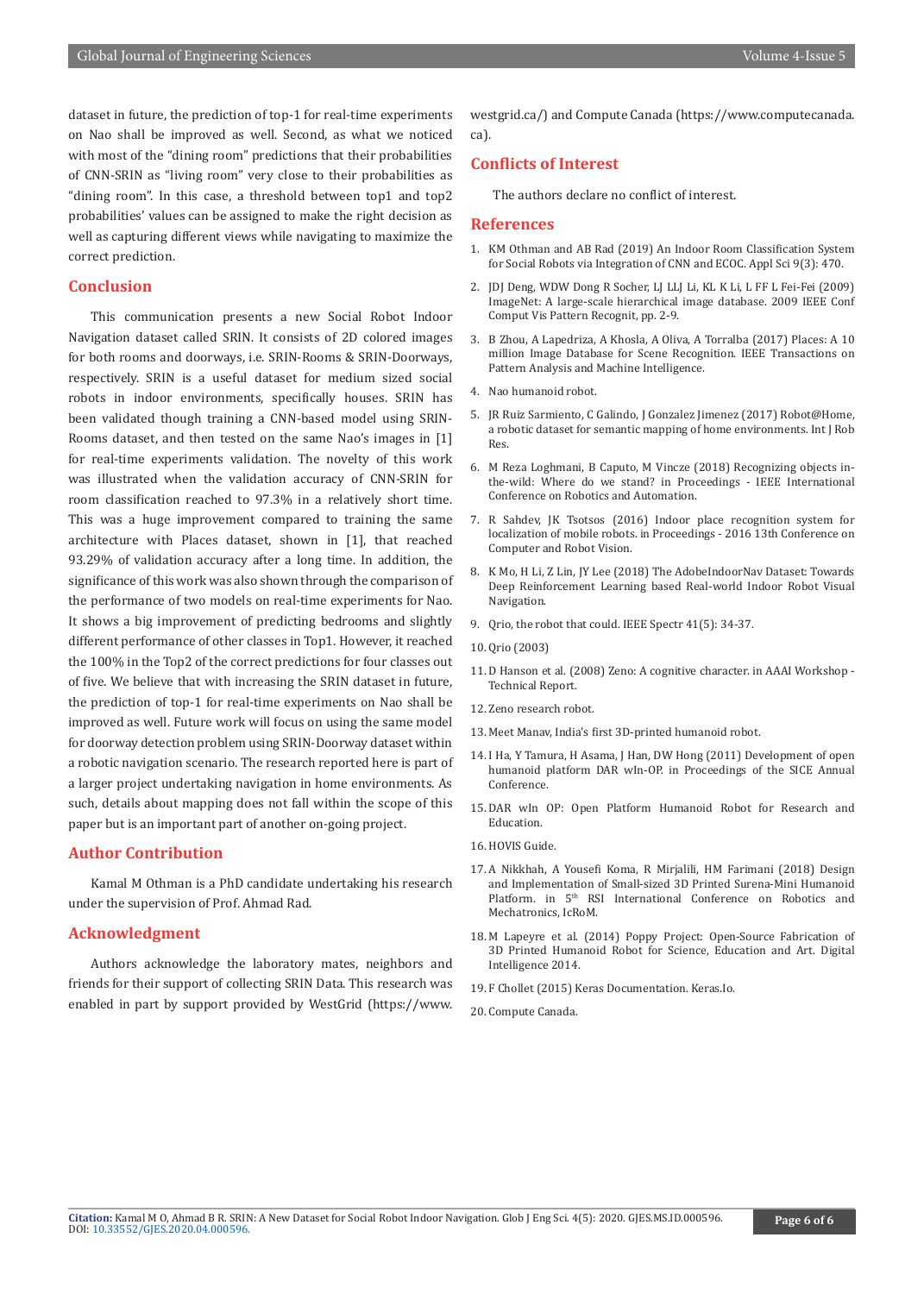dataset in future, the prediction of top-1 for real-time experiments on Nao shall be improved as well. Second, as what we noticed with most of the "dining room" predictions that their probabilities of CNN-SRIN as "living room" very close to their probabilities as "dining room". In this case, a threshold between top1 and top2 probabilities' values can be assigned to make the right decision as well as capturing different views while navigating to maximize the correct prediction.

## Conclusion

This communication presents a new Social Robot Indoor Navigation dataset called SRIN. It consists of 2D colored images for both rooms and doorways, i.e. SRIN-Rooms & SRIN-Doorways, respectively. SRIN is a useful dataset for medium sized social robots in indoor environments, specifically houses. SRIN has been validated though training a CNN-based model using SRIN-Rooms dataset, and then tested on the same Nao's images in [1] for real-time experiments validation. The novelty of this work was illustrated when the validation accuracy of CNN-SRIN for room classification reached to 97.3% in a relatively short time. This was a huge improvement compared to training the same architecture with Places dataset, shown in [1], that reached 93.29% of validation accuracy after a long time. In addition, the significance of this work was also shown through the comparison of the performance of two models on real-time experiments for Nao. It shows a big improvement of predicting bedrooms and slightly different performance of other classes in Top1. However, it reached the 100% in the Top2 of the correct predictions for four classes out of five. We believe that with increasing the SRIN dataset in future, the prediction of top-1 for real-time experiments on Nao shall be improved as well. Future work will focus on using the same model for doorway detection problem using SRIN-Doorway dataset within a robotic navigation scenario. The research reported here is part of a larger project undertaking navigation in home environments. As such, details about mapping does not fall within the scope of this paper but is an important part of another on-going project.

## Author Contribution

Kamal M Othman is a PhD candidate undertaking his research under the supervision of Prof. Ahmad Rad.

## Acknowledgment

Authors acknowledge the laboratory mates, neighbors and friends for their support of collecting SRIN Data. This research was enabled in part by support provided by WestGrid (https://www.westgrid.ca/) and Compute Canada (https://www.computecanada.ca).

## Conflicts of Interest

The authors declare no conflict of interest.

## References

1. KM Othman and AB Rad (2019) An Indoor Room Classification System for Social Robots via Integration of CNN and ECOC. Appl Sci 9(3): 470.
2. JDJ Deng, WDW Dong R Socher, LJ LLJ Li, KL K Li, L FF L Fei-Fei (2009) ImageNet: A large-scale hierarchical image database. 2009 IEEE Conf Comput Vis Pattern Recognit, pp. 2-9.
3. B Zhou, A Lapedriza, A Khosla, A Oliva, A Torralba (2017) Places: A 10 million Image Database for Scene Recognition. IEEE Transactions on Pattern Analysis and Machine Intelligence.
4. Nao humanoid robot.
5. JR Ruiz Sarmiento, C Galindo, J Gonzalez Jimenez (2017) Robot@Home, a robotic dataset for semantic mapping of home environments. Int J Rob Res.
6. M Reza Loghmani, B Caputo, M Vincze (2018) Recognizing objects in-the-wild: Where do we stand? in Proceedings - IEEE International Conference on Robotics and Automation.
7. R Sahdev, JK Tsotsos (2016) Indoor place recognition system for localization of mobile robots. in Proceedings - 2016 13th Conference on Computer and Robot Vision.
8. K Mo, H Li, Z Lin, JY Lee (2018) The AdobeIndoorNav Dataset: Towards Deep Reinforcement Learning based Real-world Indoor Robot Visual Navigation.
9. Qrio, the robot that could. IEEE Spectr 41(5): 34-37.
10. Qrio (2003)
11. D Hanson et al. (2008) Zeno: A cognitive character. in AAAI Workshop - Technical Report.
12. Zeno research robot.
13. Meet Manav, India's first 3D-printed humanoid robot.
14. I Ha, Y Tamura, H Asama, J Han, DW Hong (2011) Development of open humanoid platform DAR wIn-OP. in Proceedings of the SICE Annual Conference.
15. DAR wIn OP: Open Platform Humanoid Robot for Research and Education.
16. HOVIS Guide.
17. A Nikkhah, A Yousefi Koma, R Mirjalili, HM Farimani (2018) Design and Implementation of Small-sized 3D Printed Surena-Mini Humanoid Platform. in 5th RSI International Conference on Robotics and Mechatronics, IcRoM.
18. M Lapeyre et al. (2014) Poppy Project: Open-Source Fabrication of 3D Printed Humanoid Robot for Science, Education and Art. Digital Intelligence 2014.
19. F Chollet (2015) Keras Documentation. Keras.Io.
20. Compute Canada.